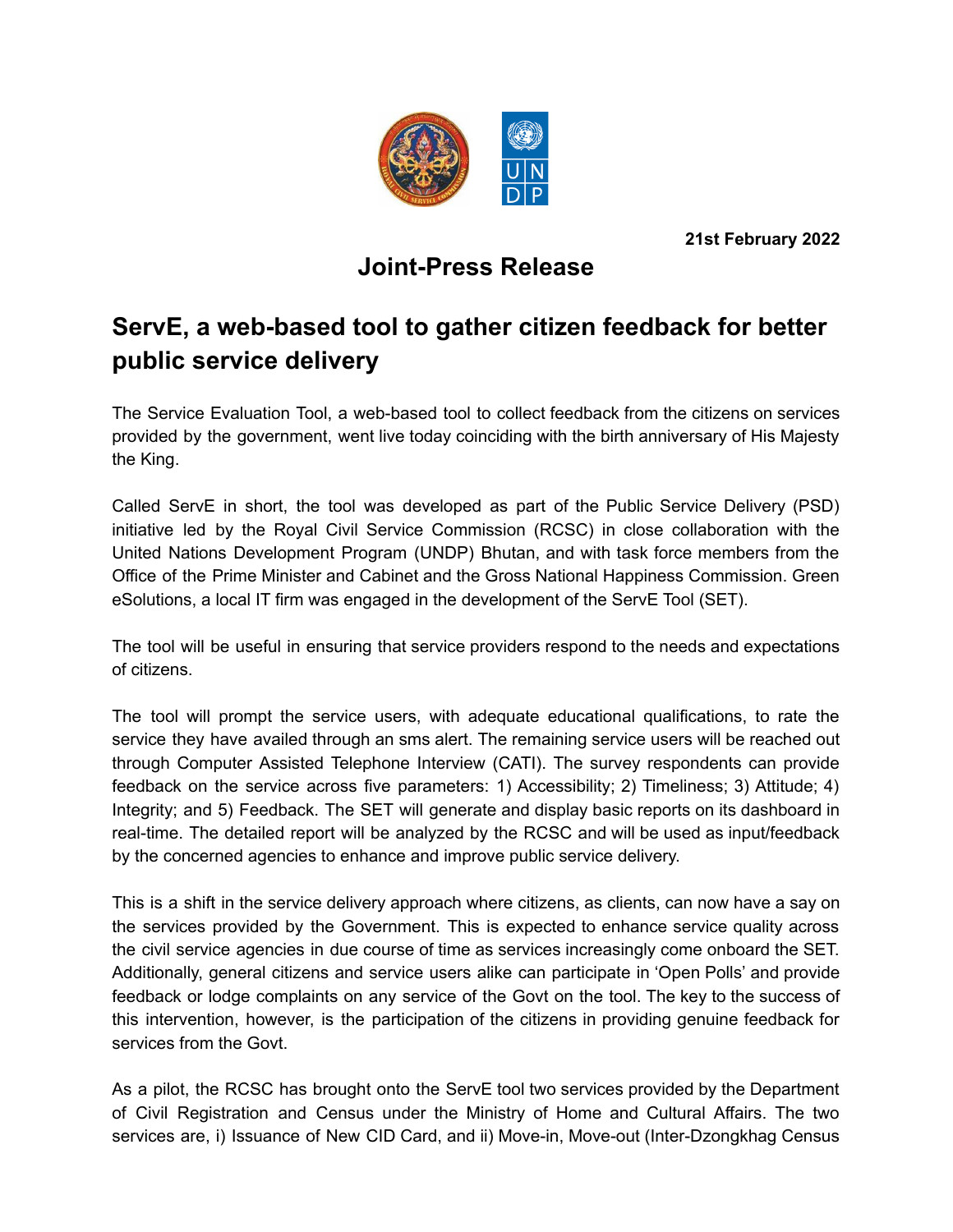21st February 2022

## Joint-Press Release

# ServE, a web-based tool to gather citizen feedback for better public service delivery

The Service Evaluation Tool, a web-based tool to collect feedback from the citizens on services provided by the government, went live today coinciding with the birth anniversary of His Majesty the King.

Called ServE in short, the tool was developed as part of the Public Service Delivery (PSD) initiative led by the Royal Civil Service Commission (RCSC) in close collaboration with the United Nations Development Program (UNDP) Bhutan, and with task force members from the Office of the Prime Minister and Cabinet and the Gross National Happiness Commission. Green eSolutions, a local IT firm was engaged in the development of the ServE Tool (SET).

The tool will be useful in ensuring that service providers respond to the needs and expectations of citizens.

The tool will prompt the service users, with adequate educational qualifications, to rate the service they have availed through an sms alert. The remaining service users will be reached out through Computer Assisted Telephone Interview (CATI). The survey respondents can provide feedback on the service across five parameters: 1) Accessibility; 2) Timeliness; 3) Attitude; 4) Integrity; and 5) Feedback. The SET will generate and display basic reports on its dashboard in real-time. The detailed report will be analyzed by the RCSC and will be used as input/feedback by the concerned agencies to enhance and improve public service delivery.

This is a shift in the service delivery approach where citizens, as clients, can now have a say on the services provided by the Government. This is expected to enhance service quality across the civil service agencies in due course of time as services increasingly come onboard the SET. Additionally, general citizens and service users alike can participate in 'Open Polls' and provide feedback or lodge complaints on any service of the Govt on the tool. The key to the success of this intervention, however, is the participation of the citizens in providing genuine feedback for services from the Govt.

As a pilot, the RCSC has brought onto the ServE tool two services provided by the Department of Civil Registration and Census under the Ministry of Home and Cultural Affairs. The two services are, i) Issuance of New CID Card, and ii) Move-in, Move-out (Inter-Dzongkhag Census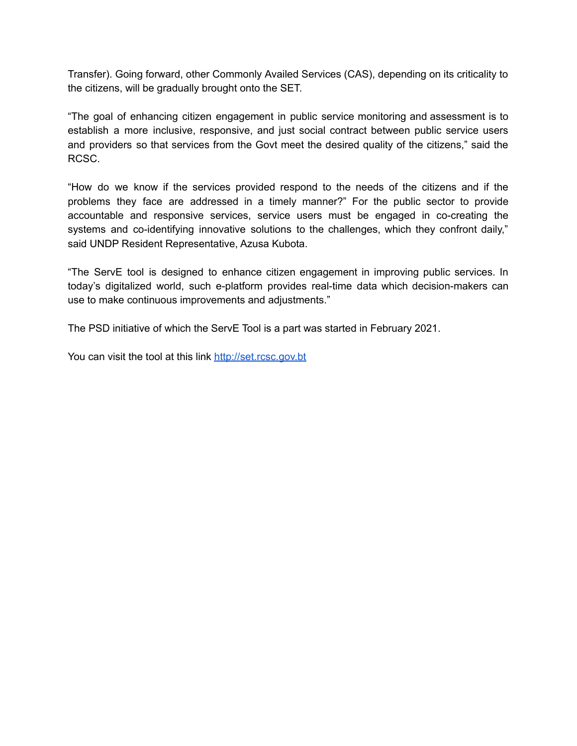Transfer). Going forward, other Commonly Availed Services (CAS), depending on its criticality to the citizens, will be gradually brought onto the SET.

“The goal of enhancing citizen engagement in public service monitoring and assessment is to establish a more inclusive, responsive, and just social contract between public service users and providers so that services from the Govt meet the desired quality of the citizens,” said the RCSC.

“How do we know if the services provided respond to the needs of the citizens and if the problems they face are addressed in a timely manner?” For the public sector to provide accountable and responsive services, service users must be engaged in co-creating the systems and co-identifying innovative solutions to the challenges, which they confront daily,” said UNDP Resident Representative, Azusa Kubota.

“The ServE tool is designed to enhance citizen engagement in improving public services. In today’s digitalized world, such e-platform provides real-time data which decision-makers can use to make continuous improvements and adjustments.”

The PSD initiative of which the ServE Tool is a part was started in February 2021.

You can visit the tool at this link [http://set.rcsc.gov.bt](http://set.rcsc.gov.bt)